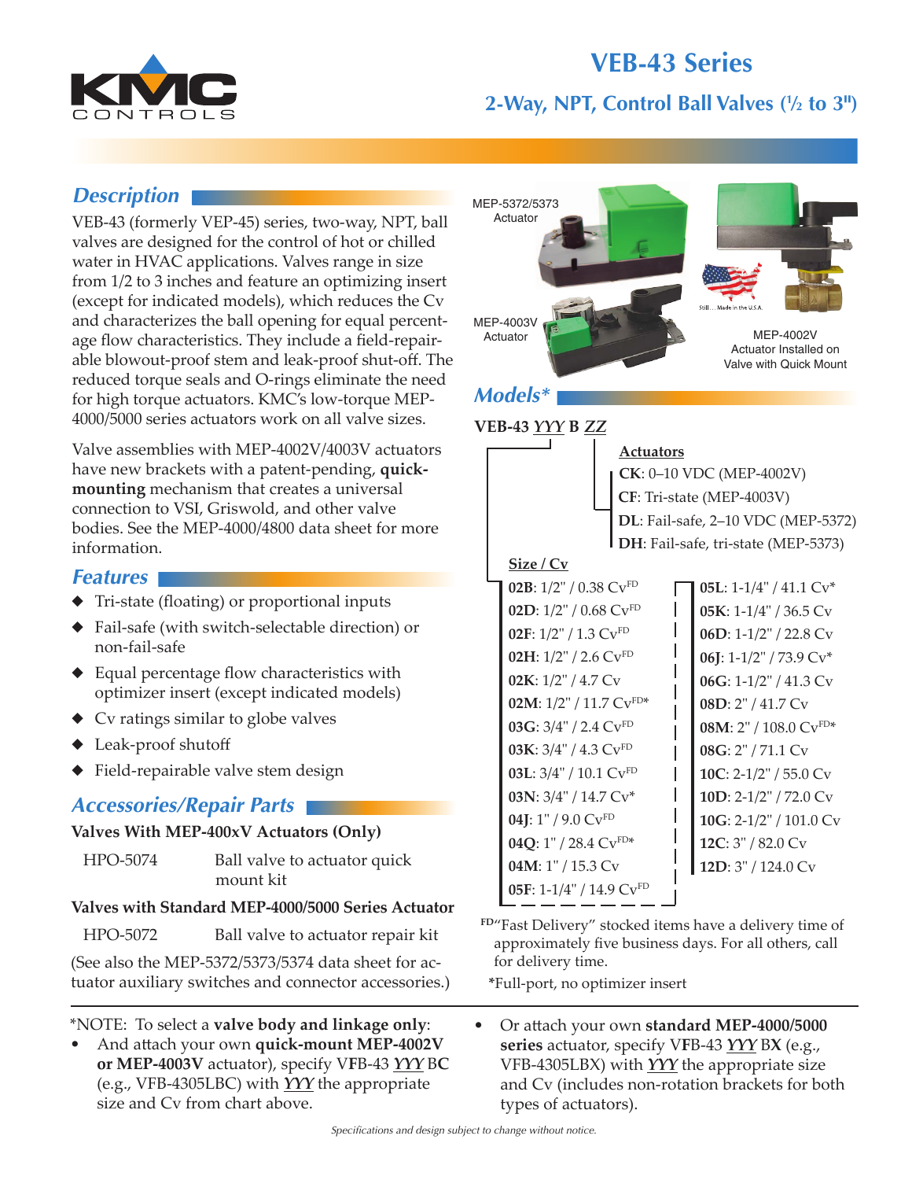# VEB-43 Series

## 2-Way, NPT, Control Ball Valves (½ to 3")

## Description

VEB-43 (formerly VEP-45) series, two-way, NPT, ball valves are designed for the control of hot or chilled water in HVAC applications. Valves range in size from 1/2 to 3 inches and feature an optimizing insert (except for indicated models), which reduces the Cv and characterizes the ball opening for equal percentage flow characteristics. They include a field-repairable blowout-proof stem and leak-proof shut-off. The reduced torque seals and O-rings eliminate the need for high torque actuators. KMC's low-torque MEP-4000/5000 series actuators work on all valve sizes.

Valve assemblies with MEP-4002V/4003V actuators have new brackets with a patent-pending, **quick-mounting** mechanism that creates a universal connection to VSI, Griswold, and other valve bodies. See the MEP-4000/4800 data sheet for more information.

MEP-5372/5373 Actuator

MEP-4003V Actuator

MEP-4002V Actuator Installed on Valve with Quick Mount

## Features

- Tri-state (floating) or proportional inputs
- Fail-safe (with switch-selectable direction) or non-fail-safe
- Equal percentage flow characteristics with optimizer insert (except indicated models)
- Cv ratings similar to globe valves
- Leak-proof shutoff
- Field-repairable valve stem design

## Accessories/Repair Parts

**Valves With MEP-400xV Actuators (Only)**

| | |
|---|---|
| HPO-5074 | Ball valve to actuator quick mount kit |

**Valves with Standard MEP-4000/5000 Series Actuator**

| | |
|---|---|
| HPO-5072 | Ball valve to actuator repair kit |

(See also the MEP-5372/5373/5374 data sheet for actuator auxiliary switches and connector accessories.)

## Models*

**VEB-43 _YYY_ B _ZZ_**

**Actuators**

- **CK**: 0–10 VDC (MEP-4002V)
- **CF**: Tri-state (MEP-4003V)
- **DL**: Fail-safe, 2–10 VDC (MEP-5372)
- **DH**: Fail-safe, tri-state (MEP-5373)

**Size / Cv**

| | |
|---|---|
| **02B**: 1/2" / 0.38 Cv[FD] | **05L**: 1-1/4" / 41.1 Cv* |
| **02D**: 1/2" / 0.68 Cv[FD] | **05K**: 1-1/4" / 36.5 Cv |
| **02F**: 1/2" / 1.3 Cv[FD] | **06D**: 1-1/2" / 22.8 Cv |
| **02H**: 1/2" / 2.6 Cv[FD] | **06J**: 1-1/2" / 73.9 Cv* |
| **02K**: 1/2" / 4.7 Cv | **06G**: 1-1/2" / 41.3 Cv |
| **02M**: 1/2" / 11.7 Cv[FD]* | **08D**: 2" / 41.7 Cv |
| **03G**: 3/4" / 2.4 Cv[FD] | **08M**: 2" / 108.0 Cv[FD]* |
| **03K**: 3/4" / 4.3 Cv[FD] | **08G**: 2" / 71.1 Cv |
| **03L**: 3/4" / 10.1 Cv[FD] | **10C**: 2-1/2" / 55.0 Cv |
| **03N**: 3/4" / 14.7 Cv* | **10D**: 2-1/2" / 72.0 Cv |
| **04J**: 1" / 9.0 Cv[FD] | **10G**: 2-1/2" / 101.0 Cv |
| **04Q**: 1" / 28.4 Cv[FD]* | **12C**: 3" / 82.0 Cv |
| **04M**: 1" / 15.3 Cv | **12D**: 3" / 124.0 Cv |
| **05F**: 1-1/4" / 14.9 Cv[FD] | |

[FD]"Fast Delivery" stocked items have a delivery time of approximately five business days. For all others, call for delivery time.

*Full-port, no optimizer insert

*NOTE: To select a **valve body and linkage only**:

- And attach your own **quick-mount MEP-4002V or MEP-4003V** actuator), specify VFB-43 _**YYY**_ **BC** (e.g., VFB-4305LBC) with _**YYY**_ the appropriate size and Cv from chart above.
- Or attach your own **standard MEP-4000/5000 series** actuator, specify VFB-43 _**YYY**_ **BX** (e.g., VFB-4305LBX) with _**YYY**_ the appropriate size and Cv (includes non-rotation brackets for both types of actuators).

*Specifications and design subject to change without notice.*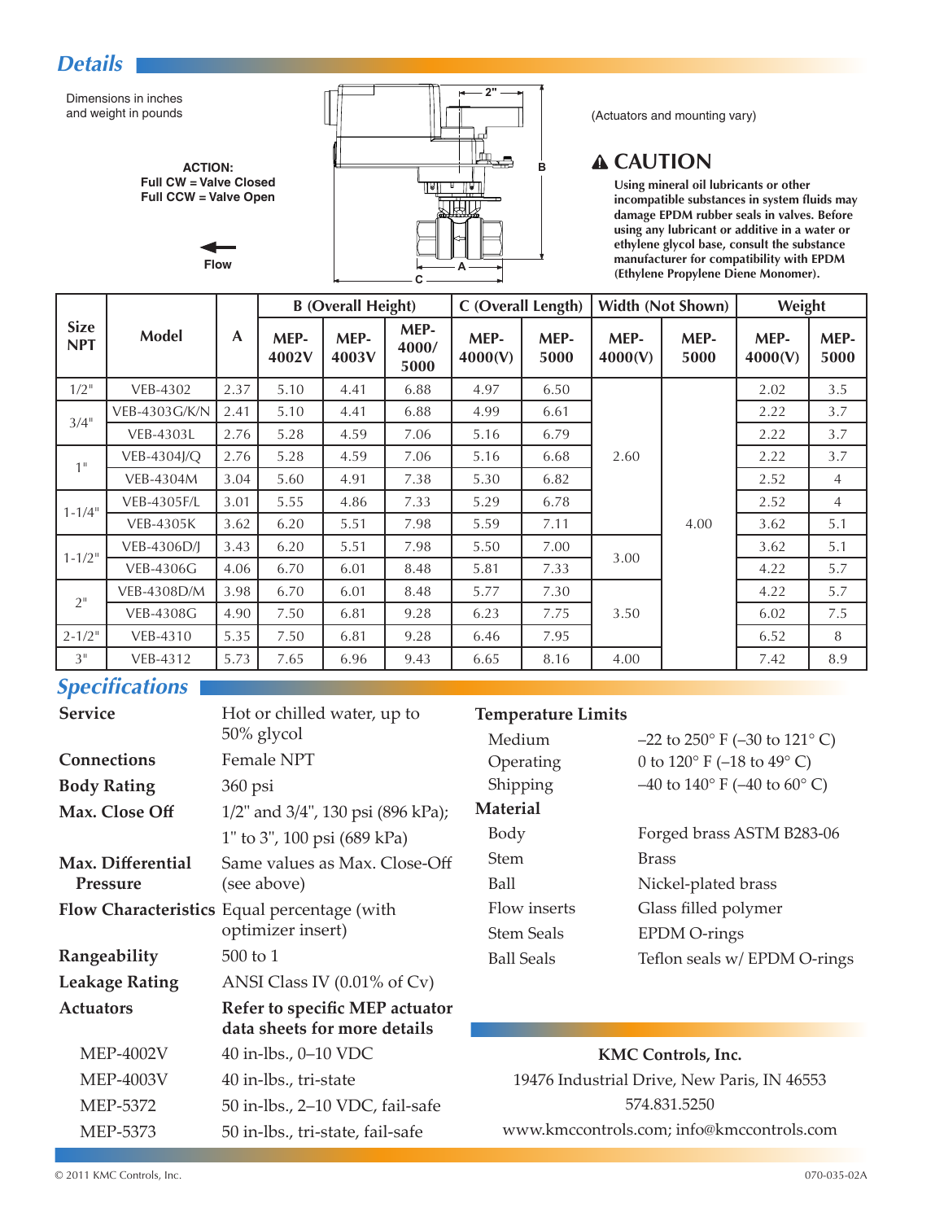## Details

Dimensions in inches and weight in pounds

**ACTION:**
**Full CW = Valve Closed**
**Full CCW = Valve Open**

Flow

2"

B

A

C

(Actuators and mounting vary)

### ⚠ CAUTION

**Using mineral oil lubricants or other incompatible substances in system fluids may damage EPDM rubber seals in valves. Before using any lubricant or additive in a water or ethylene glycol base, consult the substance manufacturer for compatibility with EPDM (Ethylene Propylene Diene Monomer).**

| Size NPT | Model | A | B (Overall Height) | | | C (Overall Length) | | Width (Not Shown) | | Weight | |
|---|---|---|---|---|---|---|---|---|---|---|---|
| | | | MEP-4002V | MEP-4003V | MEP-4000/5000 | MEP-4000(V) | MEP-5000 | MEP-4000(V) | MEP-5000 | MEP-4000(V) | MEP-5000 |
| 1/2" | VEB-4302 | 2.37 | 5.10 | 4.41 | 6.88 | 4.97 | 6.50 | 2.60 | 4.00 | 2.02 | 3.5 |
| 3/4" | VEB-4303G/K/N | 2.41 | 5.10 | 4.41 | 6.88 | 4.99 | 6.61 | 2.60 | 4.00 | 2.22 | 3.7 |
| 3/4" | VEB-4303L | 2.76 | 5.28 | 4.59 | 7.06 | 5.16 | 6.79 | 2.60 | 4.00 | 2.22 | 3.7 |
| 1" | VEB-4304J/Q | 2.76 | 5.28 | 4.59 | 7.06 | 5.16 | 6.68 | 2.60 | 4.00 | 2.22 | 3.7 |
| 1" | VEB-4304M | 3.04 | 5.60 | 4.91 | 7.38 | 5.30 | 6.82 | 2.60 | 4.00 | 2.52 | 4 |
| 1-1/4" | VEB-4305F/L | 3.01 | 5.55 | 4.86 | 7.33 | 5.29 | 6.78 | 2.60 | 4.00 | 2.52 | 4 |
| 1-1/4" | VEB-4305K | 3.62 | 6.20 | 5.51 | 7.98 | 5.59 | 7.11 | 2.60 | 4.00 | 3.62 | 5.1 |
| 1-1/2" | VEB-4306D/J | 3.43 | 6.20 | 5.51 | 7.98 | 5.50 | 7.00 | 3.00 | 4.00 | 3.62 | 5.1 |
| 1-1/2" | VEB-4306G | 4.06 | 6.70 | 6.01 | 8.48 | 5.81 | 7.33 | 3.00 | 4.00 | 4.22 | 5.7 |
| 2" | VEB-4308D/M | 3.98 | 6.70 | 6.01 | 8.48 | 5.77 | 7.30 | 3.50 | 4.00 | 4.22 | 5.7 |
| 2" | VEB-4308G | 4.90 | 7.50 | 6.81 | 9.28 | 6.23 | 7.75 | 3.50 | 4.00 | 6.02 | 7.5 |
| 2-1/2" | VEB-4310 | 5.35 | 7.50 | 6.81 | 9.28 | 6.46 | 7.95 | 3.50 | 4.00 | 6.52 | 8 |
| 3" | VEB-4312 | 5.73 | 7.65 | 6.96 | 9.43 | 6.65 | 8.16 | 4.00 | 4.00 | 7.42 | 8.9 |

## Specifications

**Service** Hot or chilled water, up to 50% glycol

**Connections** Female NPT

**Body Rating** 360 psi

**Max. Close Off** 1/2" and 3/4", 130 psi (896 kPa); 1" to 3", 100 psi (689 kPa)

**Max. Differential Pressure** Same values as Max. Close-Off (see above)

**Flow Characteristics** Equal percentage (with optimizer insert)

**Rangeability** 500 to 1

**Leakage Rating** ANSI Class IV (0.01% of Cv)

**Actuators** **Refer to specific MEP actuator data sheets for more details**

- MEP-4002V — 40 in-lbs., 0–10 VDC
- MEP-4003V — 40 in-lbs., tri-state
- MEP-5372 — 50 in-lbs., 2–10 VDC, fail-safe
- MEP-5373 — 50 in-lbs., tri-state, fail-safe

**Temperature Limits**

- Medium — –22 to 250° F (–30 to 121° C)
- Operating — 0 to 120° F (–18 to 49° C)
- Shipping — –40 to 140° F (–40 to 60° C)

**Material**

- Body — Forged brass ASTM B283-06
- Stem — Brass
- Ball — Nickel-plated brass
- Flow inserts — Glass filled polymer
- Stem Seals — EPDM O-rings
- Ball Seals — Teflon seals w/ EPDM O-rings

**KMC Controls, Inc.**
19476 Industrial Drive, New Paris, IN 46553
574.831.5250
www.kmccontrols.com; info@kmccontrols.com

© 2011 KMC Controls, Inc. 070-035-02A